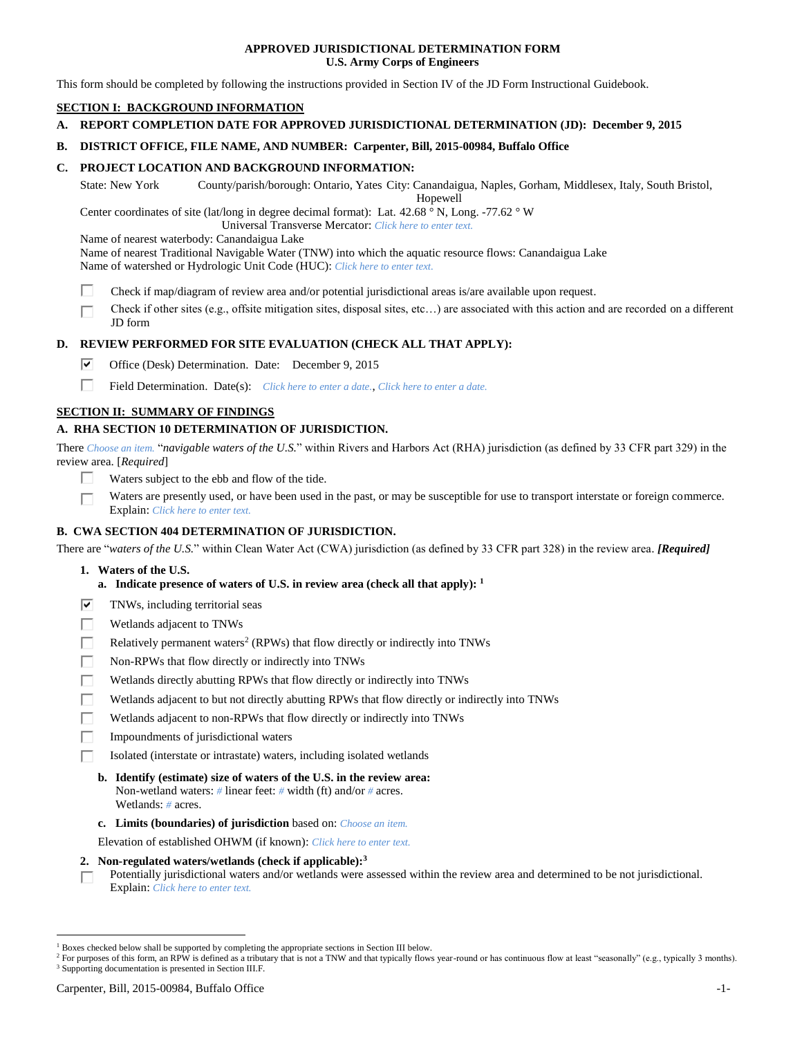**APPROVED JURISDICTIONAL DETERMINATION FORM**
**U.S. Army Corps of Engineers**

This form should be completed by following the instructions provided in Section IV of the JD Form Instructional Guidebook.

## SECTION I: BACKGROUND INFORMATION

**A. REPORT COMPLETION DATE FOR APPROVED JURISDICTIONAL DETERMINATION (JD): December 9, 2015**

**B. DISTRICT OFFICE, FILE NAME, AND NUMBER: Carpenter, Bill, 2015-00984, Buffalo Office**

**C. PROJECT LOCATION AND BACKGROUND INFORMATION:**

State: New York County/parish/borough: Ontario, Yates City: Canandaigua, Naples, Gorham, Middlesex, Italy, South Bristol, Hopewell

Center coordinates of site (lat/long in degree decimal format): Lat. 42.68 ° N, Long. -77.62 ° W

Universal Transverse Mercator: Click here to enter text.

Name of nearest waterbody: Canandaigua Lake

Name of nearest Traditional Navigable Water (TNW) into which the aquatic resource flows: Canandaigua Lake

Name of watershed or Hydrologic Unit Code (HUC): Click here to enter text.

- ☐ Check if map/diagram of review area and/or potential jurisdictional areas is/are available upon request.
- ☐ Check if other sites (e.g., offsite mitigation sites, disposal sites, etc…) are associated with this action and are recorded on a different JD form

**D. REVIEW PERFORMED FOR SITE EVALUATION (CHECK ALL THAT APPLY):**

- ☑ Office (Desk) Determination. Date: December 9, 2015
- ☐ Field Determination. Date(s): Click here to enter a date., Click here to enter a date.

## SECTION II: SUMMARY OF FINDINGS

### A. RHA SECTION 10 DETERMINATION OF JURISDICTION.

There Choose an item. "*navigable waters of the U.S.*" within Rivers and Harbors Act (RHA) jurisdiction (as defined by 33 CFR part 329) in the review area. [*Required*]

- ☐ Waters subject to the ebb and flow of the tide.
- ☐ Waters are presently used, or have been used in the past, or may be susceptible for use to transport interstate or foreign commerce. Explain: Click here to enter text.

### B. CWA SECTION 404 DETERMINATION OF JURISDICTION.

There are "*waters of the U.S.*" within Clean Water Act (CWA) jurisdiction (as defined by 33 CFR part 328) in the review area. ***[Required]***

**1. Waters of the U.S.**

**a. Indicate presence of waters of U.S. in review area (check all that apply): [1]**

- ☑ TNWs, including territorial seas
- ☐ Wetlands adjacent to TNWs
- ☐ Relatively permanent waters[2] (RPWs) that flow directly or indirectly into TNWs
- ☐ Non-RPWs that flow directly or indirectly into TNWs
- ☐ Wetlands directly abutting RPWs that flow directly or indirectly into TNWs
- ☐ Wetlands adjacent to but not directly abutting RPWs that flow directly or indirectly into TNWs
- ☐ Wetlands adjacent to non-RPWs that flow directly or indirectly into TNWs
- ☐ Impoundments of jurisdictional waters
- ☐ Isolated (interstate or intrastate) waters, including isolated wetlands

**b. Identify (estimate) size of waters of the U.S. in the review area:**
Non-wetland waters: # linear feet: # width (ft) and/or # acres.
Wetlands: # acres.

**c. Limits (boundaries) of jurisdiction** based on: Choose an item.

Elevation of established OHWM (if known): Click here to enter text.

**2. Non-regulated waters/wetlands (check if applicable):[3]**

- ☐ Potentially jurisdictional waters and/or wetlands were assessed within the review area and determined to be not jurisdictional. Explain: Click here to enter text.

---

[1] Boxes checked below shall be supported by completing the appropriate sections in Section III below.
[2] For purposes of this form, an RPW is defined as a tributary that is not a TNW and that typically flows year-round or has continuous flow at least "seasonally" (e.g., typically 3 months).
[3] Supporting documentation is presented in Section III.F.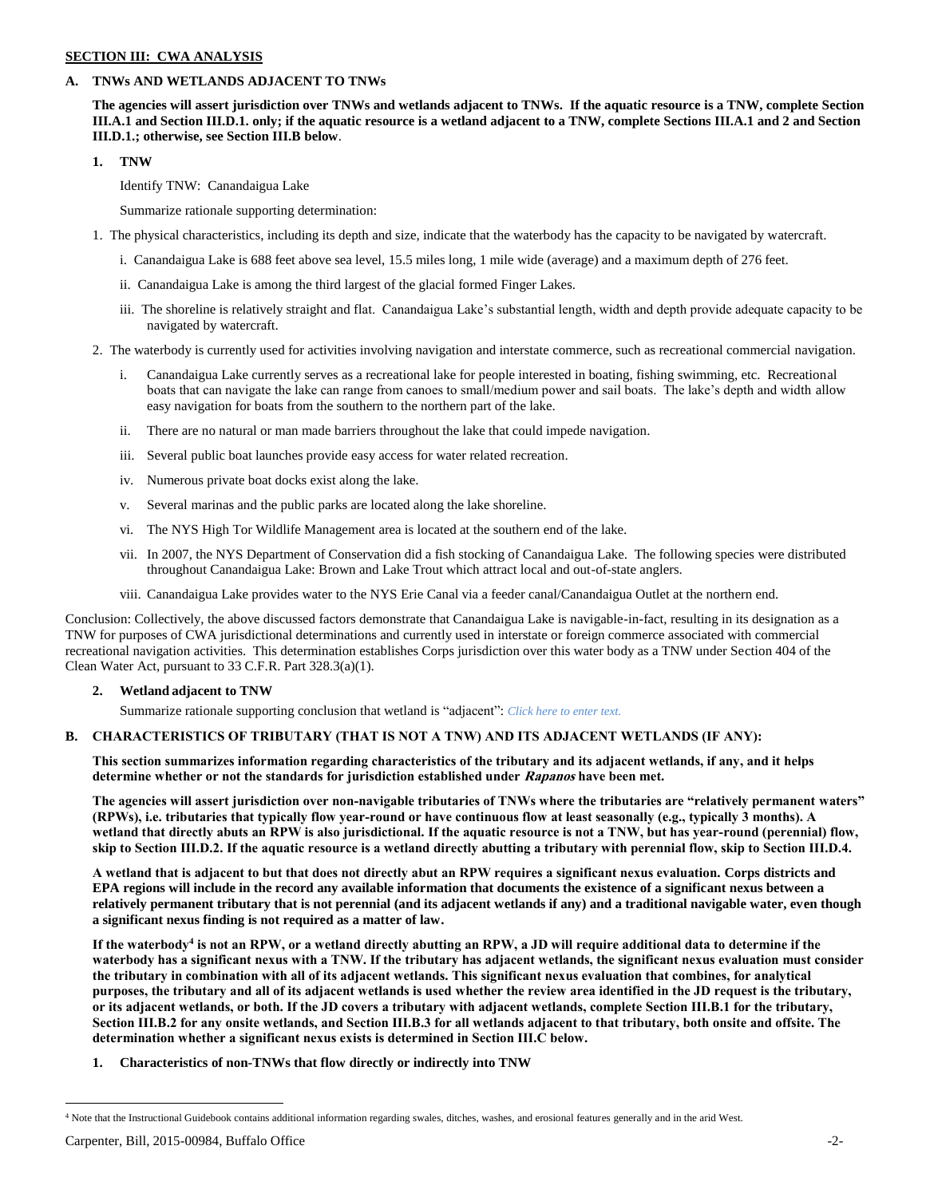**SECTION III: CWA ANALYSIS**

**A. TNWs AND WETLANDS ADJACENT TO TNWs**

**The agencies will assert jurisdiction over TNWs and wetlands adjacent to TNWs. If the aquatic resource is a TNW, complete Section III.A.1 and Section III.D.1. only; if the aquatic resource is a wetland adjacent to a TNW, complete Sections III.A.1 and 2 and Section III.D.1.; otherwise, see Section III.B below**.

**1. TNW**

Identify TNW: Canandaigua Lake

Summarize rationale supporting determination:

1. The physical characteristics, including its depth and size, indicate that the waterbody has the capacity to be navigated by watercraft.
   - i. Canandaigua Lake is 688 feet above sea level, 15.5 miles long, 1 mile wide (average) and a maximum depth of 276 feet.
   - ii. Canandaigua Lake is among the third largest of the glacial formed Finger Lakes.
   - iii. The shoreline is relatively straight and flat. Canandaigua Lake's substantial length, width and depth provide adequate capacity to be navigated by watercraft.
2. The waterbody is currently used for activities involving navigation and interstate commerce, such as recreational commercial navigation.
   - i. Canandaigua Lake currently serves as a recreational lake for people interested in boating, fishing swimming, etc. Recreational boats that can navigate the lake can range from canoes to small/medium power and sail boats. The lake's depth and width allow easy navigation for boats from the southern to the northern part of the lake.
   - ii. There are no natural or man made barriers throughout the lake that could impede navigation.
   - iii. Several public boat launches provide easy access for water related recreation.
   - iv. Numerous private boat docks exist along the lake.
   - v. Several marinas and the public parks are located along the lake shoreline.
   - vi. The NYS High Tor Wildlife Management area is located at the southern end of the lake.
   - vii. In 2007, the NYS Department of Conservation did a fish stocking of Canandaigua Lake. The following species were distributed throughout Canandaigua Lake: Brown and Lake Trout which attract local and out-of-state anglers.
   - viii. Canandaigua Lake provides water to the NYS Erie Canal via a feeder canal/Canandaigua Outlet at the northern end.

Conclusion: Collectively, the above discussed factors demonstrate that Canandaigua Lake is navigable-in-fact, resulting in its designation as a TNW for purposes of CWA jurisdictional determinations and currently used in interstate or foreign commerce associated with commercial recreational navigation activities. This determination establishes Corps jurisdiction over this water body as a TNW under Section 404 of the Clean Water Act, pursuant to 33 C.F.R. Part 328.3(a)(1).

**2. Wetland adjacent to TNW**

Summarize rationale supporting conclusion that wetland is "adjacent": *Click here to enter text.*

**B. CHARACTERISTICS OF TRIBUTARY (THAT IS NOT A TNW) AND ITS ADJACENT WETLANDS (IF ANY):**

**This section summarizes information regarding characteristics of the tributary and its adjacent wetlands, if any, and it helps determine whether or not the standards for jurisdiction established under *Rapanos* have been met.**

**The agencies will assert jurisdiction over non-navigable tributaries of TNWs where the tributaries are "relatively permanent waters" (RPWs), i.e. tributaries that typically flow year-round or have continuous flow at least seasonally (e.g., typically 3 months). A wetland that directly abuts an RPW is also jurisdictional. If the aquatic resource is not a TNW, but has year-round (perennial) flow, skip to Section III.D.2. If the aquatic resource is a wetland directly abutting a tributary with perennial flow, skip to Section III.D.4.**

**A wetland that is adjacent to but that does not directly abut an RPW requires a significant nexus evaluation. Corps districts and EPA regions will include in the record any available information that documents the existence of a significant nexus between a relatively permanent tributary that is not perennial (and its adjacent wetlands if any) and a traditional navigable water, even though a significant nexus finding is not required as a matter of law.**

**If the waterbody[4] is not an RPW, or a wetland directly abutting an RPW, a JD will require additional data to determine if the waterbody has a significant nexus with a TNW. If the tributary has adjacent wetlands, the significant nexus evaluation must consider the tributary in combination with all of its adjacent wetlands. This significant nexus evaluation that combines, for analytical purposes, the tributary and all of its adjacent wetlands is used whether the review area identified in the JD request is the tributary, or its adjacent wetlands, or both. If the JD covers a tributary with adjacent wetlands, complete Section III.B.1 for the tributary, Section III.B.2 for any onsite wetlands, and Section III.B.3 for all wetlands adjacent to that tributary, both onsite and offsite. The determination whether a significant nexus exists is determined in Section III.C below.**

**1. Characteristics of non-TNWs that flow directly or indirectly into TNW**

[4] Note that the Instructional Guidebook contains additional information regarding swales, ditches, washes, and erosional features generally and in the arid West.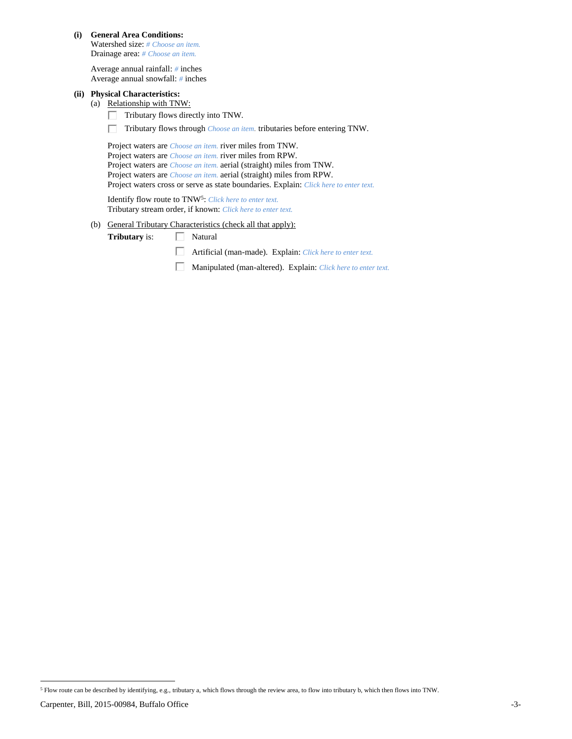**(i) General Area Conditions:**

Watershed size: *# Choose an item.*
Drainage area: *# Choose an item.*

Average annual rainfall: *#* inches
Average annual snowfall: *#* inches

**(ii) Physical Characteristics:**

(a) Relationship with TNW:

☐ Tributary flows directly into TNW.

☐ Tributary flows through *Choose an item.* tributaries before entering TNW.

Project waters are *Choose an item.* river miles from TNW.
Project waters are *Choose an item.* river miles from RPW.
Project waters are *Choose an item.* aerial (straight) miles from TNW.
Project waters are *Choose an item.* aerial (straight) miles from RPW.
Project waters cross or serve as state boundaries. Explain: *Click here to enter text.*

Identify flow route to TNW[5]: *Click here to enter text.*
Tributary stream order, if known: *Click here to enter text.*

(b) General Tributary Characteristics (check all that apply):

**Tributary** is:

☐ Natural

☐ Artificial (man-made). Explain: *Click here to enter text.*

☐ Manipulated (man-altered). Explain: *Click here to enter text.*

---

[5] Flow route can be described by identifying, e.g., tributary a, which flows through the review area, to flow into tributary b, which then flows into TNW.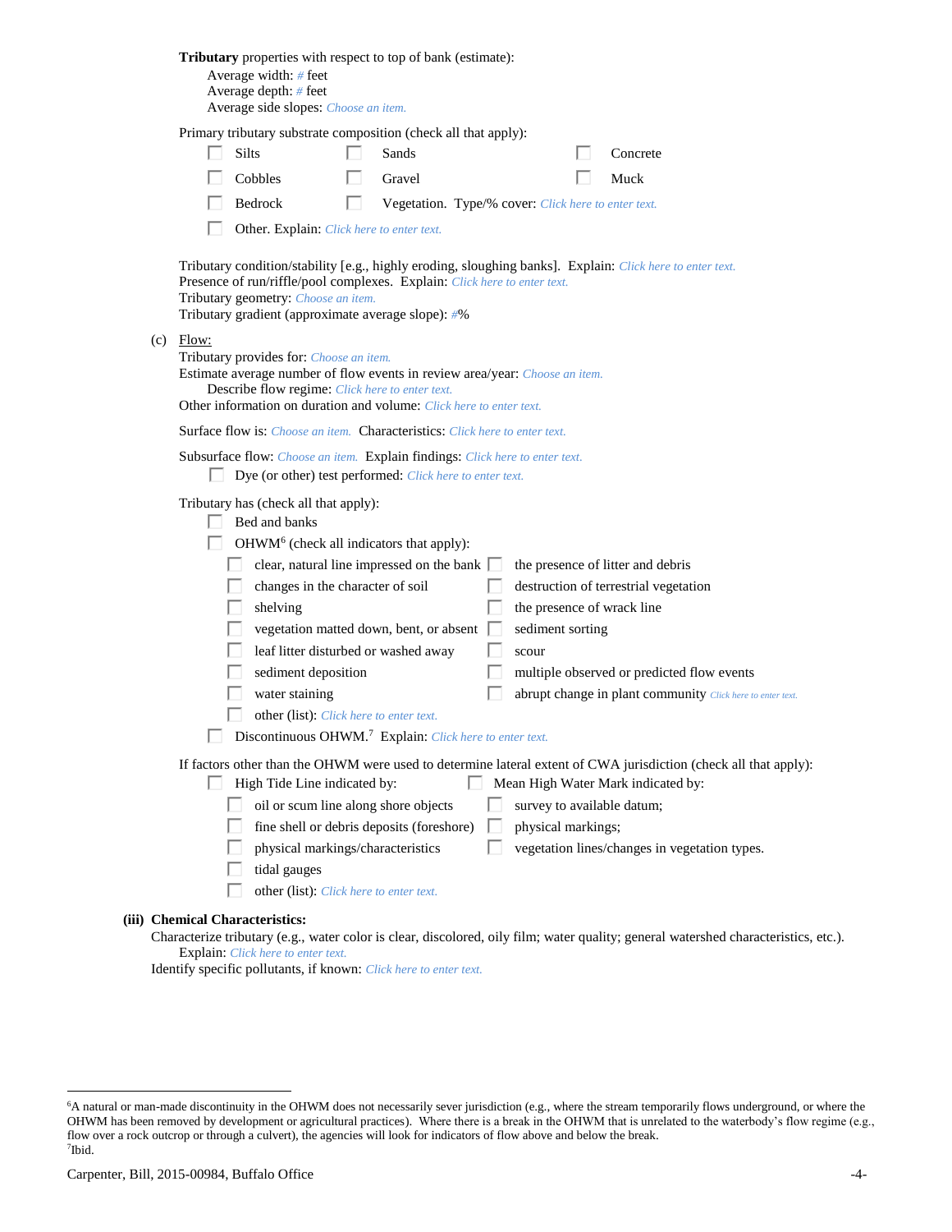**Tributary** properties with respect to top of bank (estimate):

Average width: # feet
Average depth: # feet
Average side slopes: Choose an item.

Primary tributary substrate composition (check all that apply):

☐ Silts ☐ Sands ☐ Concrete
☐ Cobbles ☐ Gravel ☐ Muck
☐ Bedrock ☐ Vegetation. Type/% cover: Click here to enter text.
☐ Other. Explain: Click here to enter text.

Tributary condition/stability [e.g., highly eroding, sloughing banks]. Explain: Click here to enter text.
Presence of run/riffle/pool complexes. Explain: Click here to enter text.
Tributary geometry: Choose an item.
Tributary gradient (approximate average slope): #%

(c) Flow:

Tributary provides for: Choose an item.
Estimate average number of flow events in review area/year: Choose an item.
Describe flow regime: Click here to enter text.
Other information on duration and volume: Click here to enter text.

Surface flow is: Choose an item. Characteristics: Click here to enter text.

Subsurface flow: Choose an item. Explain findings: Click here to enter text.
☐ Dye (or other) test performed: Click here to enter text.

Tributary has (check all that apply):

☐ Bed and banks
☐ OHWM[6] (check all indicators that apply):
☐ clear, natural line impressed on the bank ☐ the presence of litter and debris
☐ changes in the character of soil ☐ destruction of terrestrial vegetation
☐ shelving ☐ the presence of wrack line
☐ vegetation matted down, bent, or absent ☐ sediment sorting
☐ leaf litter disturbed or washed away ☐ scour
☐ sediment deposition ☐ multiple observed or predicted flow events
☐ water staining ☐ abrupt change in plant community Click here to enter text.
☐ other (list): Click here to enter text.
☐ Discontinuous OHWM.[7] Explain: Click here to enter text.

If factors other than the OHWM were used to determine lateral extent of CWA jurisdiction (check all that apply):

☐ High Tide Line indicated by: ☐ Mean High Water Mark indicated by:
☐ oil or scum line along shore objects ☐ survey to available datum;
☐ fine shell or debris deposits (foreshore) ☐ physical markings;
☐ physical markings/characteristics ☐ vegetation lines/changes in vegetation types.
☐ tidal gauges
☐ other (list): Click here to enter text.

**(iii) Chemical Characteristics:**

Characterize tributary (e.g., water color is clear, discolored, oily film; water quality; general watershed characteristics, etc.).
Explain: Click here to enter text.
Identify specific pollutants, if known: Click here to enter text.

---

[6] A natural or man-made discontinuity in the OHWM does not necessarily sever jurisdiction (e.g., where the stream temporarily flows underground, or where the OHWM has been removed by development or agricultural practices). Where there is a break in the OHWM that is unrelated to the waterbody's flow regime (e.g., flow over a rock outcrop or through a culvert), the agencies will look for indicators of flow above and below the break.
[7] Ibid.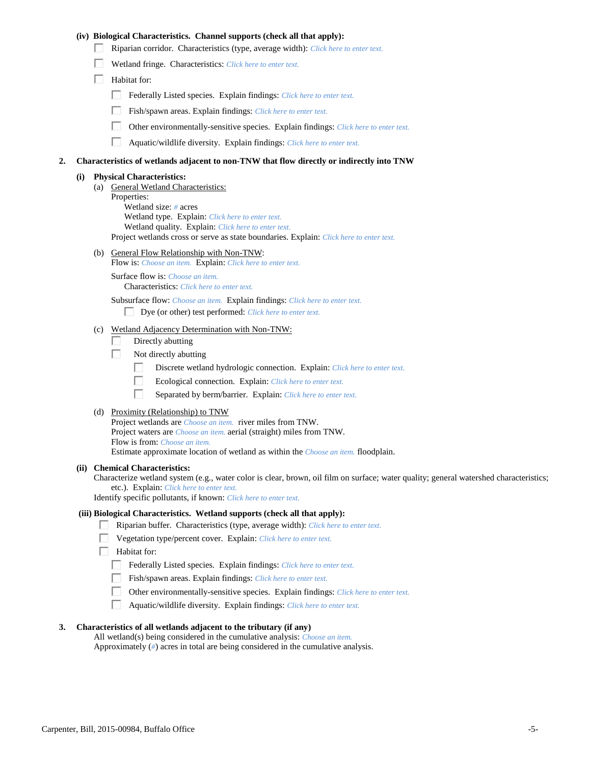**(iv) Biological Characteristics. Channel supports (check all that apply):**

- ☐ Riparian corridor. Characteristics (type, average width): *Click here to enter text.*
- ☐ Wetland fringe. Characteristics: *Click here to enter text.*
- ☐ Habitat for:
  - ☐ Federally Listed species. Explain findings: *Click here to enter text.*
  - ☐ Fish/spawn areas. Explain findings: *Click here to enter text.*
  - ☐ Other environmentally-sensitive species. Explain findings: *Click here to enter text.*
  - ☐ Aquatic/wildlife diversity. Explain findings: *Click here to enter text.*

**2. Characteristics of wetlands adjacent to non-TNW that flow directly or indirectly into TNW**

**(i) Physical Characteristics:**

(a) General Wetland Characteristics:
Properties:
  Wetland size: *#* acres
  Wetland type. Explain: *Click here to enter text.*
  Wetland quality. Explain: *Click here to enter text.*
Project wetlands cross or serve as state boundaries. Explain: *Click here to enter text.*

(b) General Flow Relationship with Non-TNW:
Flow is: *Choose an item.* Explain: *Click here to enter text.*

Surface flow is: *Choose an item.*
  Characteristics: *Click here to enter text.*

Subsurface flow: *Choose an item.* Explain findings: *Click here to enter text.*
  ☐ Dye (or other) test performed: *Click here to enter text.*

(c) Wetland Adjacency Determination with Non-TNW:
- ☐ Directly abutting
- ☐ Not directly abutting
  - ☐ Discrete wetland hydrologic connection. Explain: *Click here to enter text.*
  - ☐ Ecological connection. Explain: *Click here to enter text.*
  - ☐ Separated by berm/barrier. Explain: *Click here to enter text.*

(d) Proximity (Relationship) to TNW
Project wetlands are *Choose an item.* river miles from TNW.
Project waters are *Choose an item.* aerial (straight) miles from TNW.
Flow is from: *Choose an item.*
Estimate approximate location of wetland as within the *Choose an item.* floodplain.

**(ii) Chemical Characteristics:**
Characterize wetland system (e.g., water color is clear, brown, oil film on surface; water quality; general watershed characteristics; etc.). Explain: *Click here to enter text.*
Identify specific pollutants, if known: *Click here to enter text.*

**(iii) Biological Characteristics. Wetland supports (check all that apply):**

- ☐ Riparian buffer. Characteristics (type, average width): *Click here to enter text.*
- ☐ Vegetation type/percent cover. Explain: *Click here to enter text.*
- ☐ Habitat for:
  - ☐ Federally Listed species. Explain findings: *Click here to enter text.*
  - ☐ Fish/spawn areas. Explain findings: *Click here to enter text.*
  - ☐ Other environmentally-sensitive species. Explain findings: *Click here to enter text.*
  - ☐ Aquatic/wildlife diversity. Explain findings: *Click here to enter text.*

**3. Characteristics of all wetlands adjacent to the tributary (if any)**
All wetland(s) being considered in the cumulative analysis: *Choose an item.*
Approximately (*#*) acres in total are being considered in the cumulative analysis.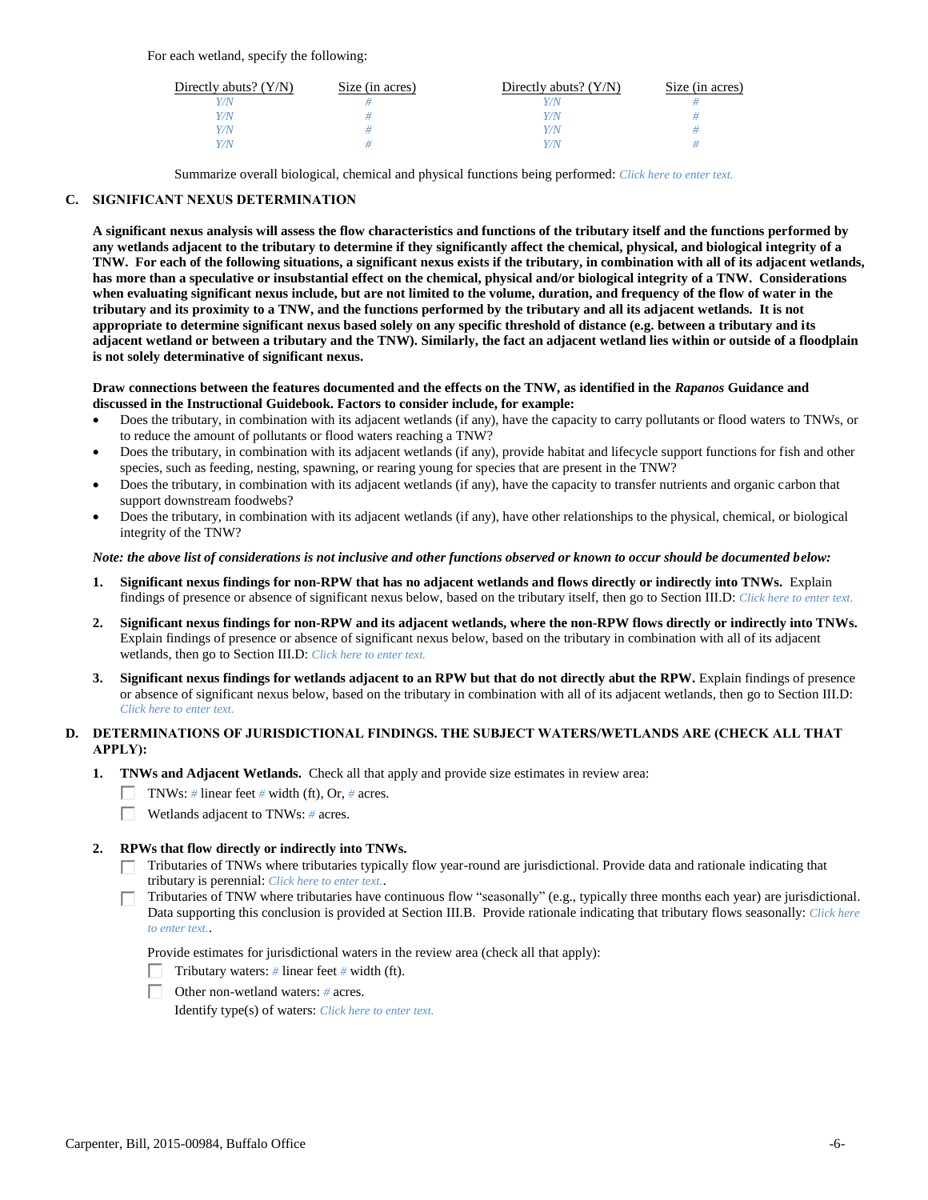For each wetland, specify the following:

| Directly abuts? (Y/N) | Size (in acres) | Directly abuts? (Y/N) | Size (in acres) |
| --- | --- | --- | --- |
| Y/N | # | Y/N | # |
| Y/N | # | Y/N | # |
| Y/N | # | Y/N | # |
| Y/N | # | Y/N | # |

Summarize overall biological, chemical and physical functions being performed: *Click here to enter text.*

## C. SIGNIFICANT NEXUS DETERMINATION

**A significant nexus analysis will assess the flow characteristics and functions of the tributary itself and the functions performed by any wetlands adjacent to the tributary to determine if they significantly affect the chemical, physical, and biological integrity of a TNW. For each of the following situations, a significant nexus exists if the tributary, in combination with all of its adjacent wetlands, has more than a speculative or insubstantial effect on the chemical, physical and/or biological integrity of a TNW. Considerations when evaluating significant nexus include, but are not limited to the volume, duration, and frequency of the flow of water in the tributary and its proximity to a TNW, and the functions performed by the tributary and all its adjacent wetlands. It is not appropriate to determine significant nexus based solely on any specific threshold of distance (e.g. between a tributary and its adjacent wetland or between a tributary and the TNW). Similarly, the fact an adjacent wetland lies within or outside of a floodplain is not solely determinative of significant nexus.**

**Draw connections between the features documented and the effects on the TNW, as identified in the *Rapanos* Guidance and discussed in the Instructional Guidebook. Factors to consider include, for example:**

- Does the tributary, in combination with its adjacent wetlands (if any), have the capacity to carry pollutants or flood waters to TNWs, or to reduce the amount of pollutants or flood waters reaching a TNW?
- Does the tributary, in combination with its adjacent wetlands (if any), provide habitat and lifecycle support functions for fish and other species, such as feeding, nesting, spawning, or rearing young for species that are present in the TNW?
- Does the tributary, in combination with its adjacent wetlands (if any), have the capacity to transfer nutrients and organic carbon that support downstream foodwebs?
- Does the tributary, in combination with its adjacent wetlands (if any), have other relationships to the physical, chemical, or biological integrity of the TNW?

***Note: the above list of considerations is not inclusive and other functions observed or known to occur should be documented below:***

1. **Significant nexus findings for non-RPW that has no adjacent wetlands and flows directly or indirectly into TNWs.** Explain findings of presence or absence of significant nexus below, based on the tributary itself, then go to Section III.D: *Click here to enter text.*

2. **Significant nexus findings for non-RPW and its adjacent wetlands, where the non-RPW flows directly or indirectly into TNWs.** Explain findings of presence or absence of significant nexus below, based on the tributary in combination with all of its adjacent wetlands, then go to Section III.D: *Click here to enter text.*

3. **Significant nexus findings for wetlands adjacent to an RPW but that do not directly abut the RPW.** Explain findings of presence or absence of significant nexus below, based on the tributary in combination with all of its adjacent wetlands, then go to Section III.D: *Click here to enter text.*

## D. DETERMINATIONS OF JURISDICTIONAL FINDINGS. THE SUBJECT WATERS/WETLANDS ARE (CHECK ALL THAT APPLY):

1. **TNWs and Adjacent Wetlands.** Check all that apply and provide size estimates in review area:

   ☐ TNWs: # linear feet # width (ft), Or, # acres.

   ☐ Wetlands adjacent to TNWs: # acres.

2. **RPWs that flow directly or indirectly into TNWs.**

   ☐ Tributaries of TNWs where tributaries typically flow year-round are jurisdictional. Provide data and rationale indicating that tributary is perennial: *Click here to enter text.*.

   ☐ Tributaries of TNW where tributaries have continuous flow "seasonally" (e.g., typically three months each year) are jurisdictional. Data supporting this conclusion is provided at Section III.B. Provide rationale indicating that tributary flows seasonally: *Click here to enter text.*.

   Provide estimates for jurisdictional waters in the review area (check all that apply):

   ☐ Tributary waters: # linear feet # width (ft).

   ☐ Other non-wetland waters: # acres.

   Identify type(s) of waters: *Click here to enter text.*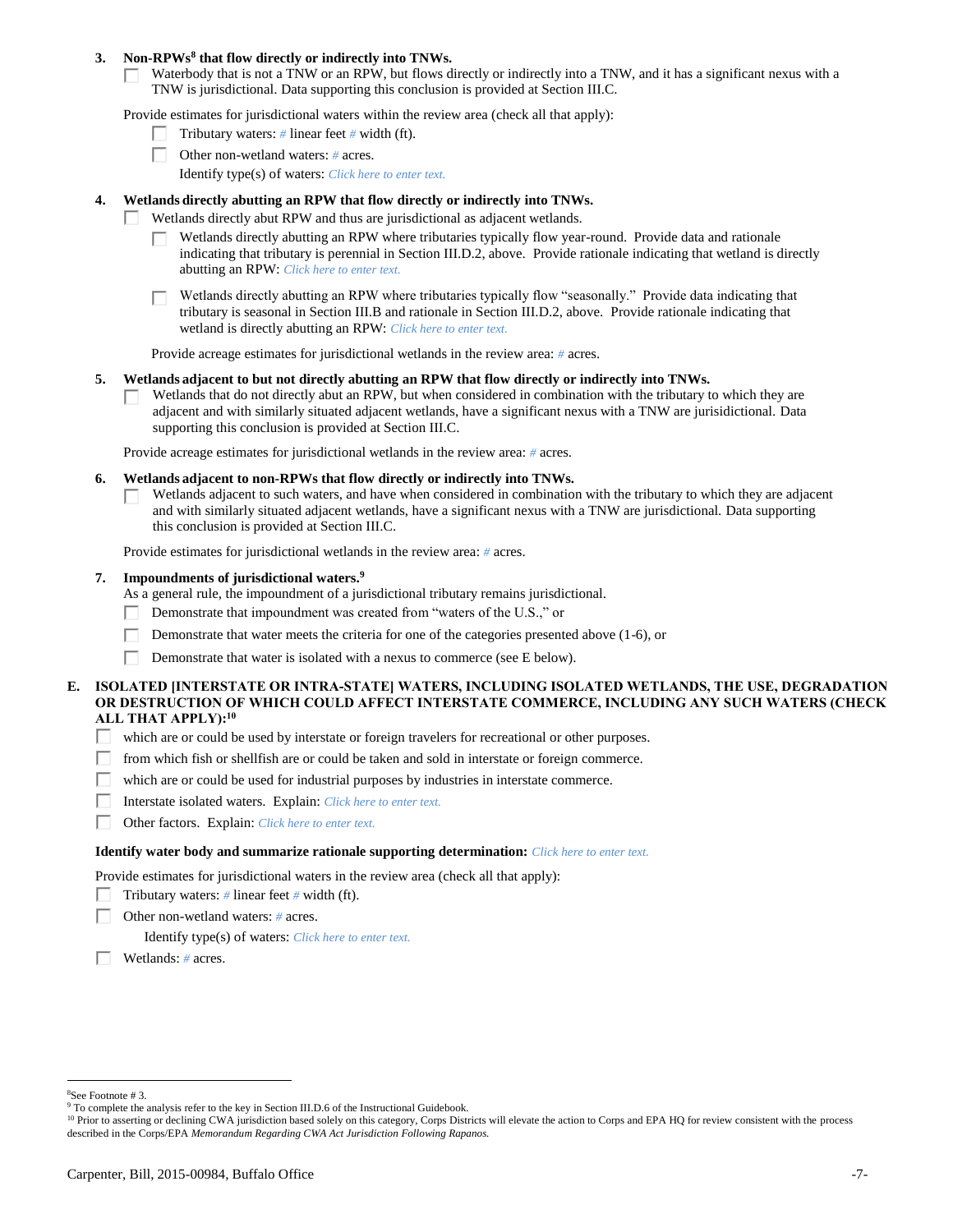**3. Non-RPWs[8] that flow directly or indirectly into TNWs.**

☐ Waterbody that is not a TNW or an RPW, but flows directly or indirectly into a TNW, and it has a significant nexus with a TNW is jurisdictional. Data supporting this conclusion is provided at Section III.C.

Provide estimates for jurisdictional waters within the review area (check all that apply):

- ☐ Tributary waters: # linear feet # width (ft).
- ☐ Other non-wetland waters: # acres.
  Identify type(s) of waters: *Click here to enter text.*

**4. Wetlands directly abutting an RPW that flow directly or indirectly into TNWs.**

☐ Wetlands directly abut RPW and thus are jurisdictional as adjacent wetlands.

- ☐ Wetlands directly abutting an RPW where tributaries typically flow year-round. Provide data and rationale indicating that tributary is perennial in Section III.D.2, above. Provide rationale indicating that wetland is directly abutting an RPW: *Click here to enter text.*
- ☐ Wetlands directly abutting an RPW where tributaries typically flow "seasonally." Provide data indicating that tributary is seasonal in Section III.B and rationale in Section III.D.2, above. Provide rationale indicating that wetland is directly abutting an RPW: *Click here to enter text.*

Provide acreage estimates for jurisdictional wetlands in the review area: # acres.

**5. Wetlands adjacent to but not directly abutting an RPW that flow directly or indirectly into TNWs.**

☐ Wetlands that do not directly abut an RPW, but when considered in combination with the tributary to which they are adjacent and with similarly situated adjacent wetlands, have a significant nexus with a TNW are jurisidictional. Data supporting this conclusion is provided at Section III.C.

Provide acreage estimates for jurisdictional wetlands in the review area: # acres.

**6. Wetlands adjacent to non-RPWs that flow directly or indirectly into TNWs.**

☐ Wetlands adjacent to such waters, and have when considered in combination with the tributary to which they are adjacent and with similarly situated adjacent wetlands, have a significant nexus with a TNW are jurisdictional. Data supporting this conclusion is provided at Section III.C.

Provide estimates for jurisdictional wetlands in the review area: # acres.

**7. Impoundments of jurisdictional waters.[9]**

As a general rule, the impoundment of a jurisdictional tributary remains jurisdictional.

- ☐ Demonstrate that impoundment was created from "waters of the U.S.," or
- ☐ Demonstrate that water meets the criteria for one of the categories presented above (1-6), or
- ☐ Demonstrate that water is isolated with a nexus to commerce (see E below).

**E. ISOLATED [INTERSTATE OR INTRA-STATE] WATERS, INCLUDING ISOLATED WETLANDS, THE USE, DEGRADATION OR DESTRUCTION OF WHICH COULD AFFECT INTERSTATE COMMERCE, INCLUDING ANY SUCH WATERS (CHECK ALL THAT APPLY):[10]**

- ☐ which are or could be used by interstate or foreign travelers for recreational or other purposes.
- ☐ from which fish or shellfish are or could be taken and sold in interstate or foreign commerce.
- ☐ which are or could be used for industrial purposes by industries in interstate commerce.
- ☐ Interstate isolated waters. Explain: *Click here to enter text.*
- ☐ Other factors. Explain: *Click here to enter text.*

**Identify water body and summarize rationale supporting determination:** *Click here to enter text.*

Provide estimates for jurisdictional waters in the review area (check all that apply):

- ☐ Tributary waters: # linear feet # width (ft).
- ☐ Other non-wetland waters: # acres.
  Identify type(s) of waters: *Click here to enter text.*
- ☐ Wetlands: # acres.

---

[8] See Footnote # 3.

[9] To complete the analysis refer to the key in Section III.D.6 of the Instructional Guidebook.

[10] Prior to asserting or declining CWA jurisdiction based solely on this category, Corps Districts will elevate the action to Corps and EPA HQ for review consistent with the process described in the Corps/EPA *Memorandum Regarding CWA Act Jurisdiction Following Rapanos.*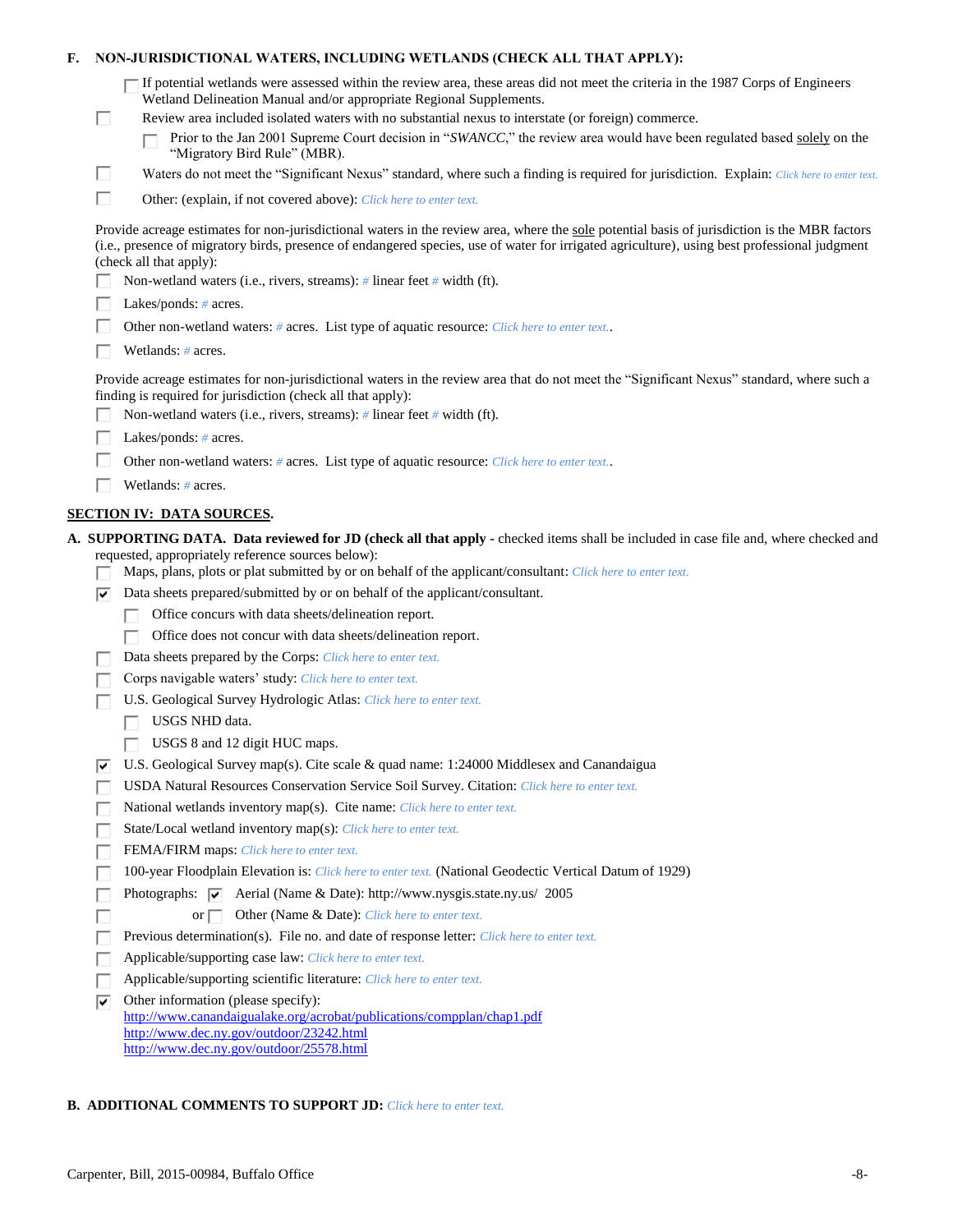**F. NON-JURISDICTIONAL WATERS, INCLUDING WETLANDS (CHECK ALL THAT APPLY):**

- ☐ If potential wetlands were assessed within the review area, these areas did not meet the criteria in the 1987 Corps of Engineers Wetland Delineation Manual and/or appropriate Regional Supplements.
- ☐ Review area included isolated waters with no substantial nexus to interstate (or foreign) commerce.
  - ☐ Prior to the Jan 2001 Supreme Court decision in "*SWANCC*," the review area would have been regulated based solely on the "Migratory Bird Rule" (MBR).
- ☐ Waters do not meet the "Significant Nexus" standard, where such a finding is required for jurisdiction. Explain: *Click here to enter text.*
- ☐ Other: (explain, if not covered above): *Click here to enter text.*

Provide acreage estimates for non-jurisdictional waters in the review area, where the sole potential basis of jurisdiction is the MBR factors (i.e., presence of migratory birds, presence of endangered species, use of water for irrigated agriculture), using best professional judgment (check all that apply):

- ☐ Non-wetland waters (i.e., rivers, streams): # linear feet # width (ft).
- ☐ Lakes/ponds: # acres.
- ☐ Other non-wetland waters: # acres. List type of aquatic resource: *Click here to enter text.*.
- ☐ Wetlands: # acres.

Provide acreage estimates for non-jurisdictional waters in the review area that do not meet the "Significant Nexus" standard, where such a finding is required for jurisdiction (check all that apply):

- ☐ Non-wetland waters (i.e., rivers, streams): # linear feet # width (ft).
- ☐ Lakes/ponds: # acres.
- ☐ Other non-wetland waters: # acres. List type of aquatic resource: *Click here to enter text.*.
- ☐ Wetlands: # acres.

## SECTION IV: DATA SOURCES.

**A. SUPPORTING DATA. Data reviewed for JD (check all that apply** - checked items shall be included in case file and, where checked and requested, appropriately reference sources below):

- ☐ Maps, plans, plots or plat submitted by or on behalf of the applicant/consultant: *Click here to enter text.*
- ☑ Data sheets prepared/submitted by or on behalf of the applicant/consultant.
  - ☐ Office concurs with data sheets/delineation report.
  - ☐ Office does not concur with data sheets/delineation report.
- ☐ Data sheets prepared by the Corps: *Click here to enter text.*
- ☐ Corps navigable waters' study: *Click here to enter text.*
- ☐ U.S. Geological Survey Hydrologic Atlas: *Click here to enter text.*
  - ☐ USGS NHD data.
  - ☐ USGS 8 and 12 digit HUC maps.
- ☑ U.S. Geological Survey map(s). Cite scale & quad name: 1:24000 Middlesex and Canandaigua
- ☐ USDA Natural Resources Conservation Service Soil Survey. Citation: *Click here to enter text.*
- ☐ National wetlands inventory map(s). Cite name: *Click here to enter text.*
- ☐ State/Local wetland inventory map(s): *Click here to enter text.*
- ☐ FEMA/FIRM maps: *Click here to enter text.*
- ☐ 100-year Floodplain Elevation is: *Click here to enter text.* (National Geodectic Vertical Datum of 1929)
- ☐ Photographs: ☑ Aerial (Name & Date): http://www.nysgis.state.ny.us/ 2005
- ☐ or ☐ Other (Name & Date): *Click here to enter text.*
- ☐ Previous determination(s). File no. and date of response letter: *Click here to enter text.*
- ☐ Applicable/supporting case law: *Click here to enter text.*
- ☐ Applicable/supporting scientific literature: *Click here to enter text.*
- ☑ Other information (please specify):
  http://www.canandaigualake.org/acrobat/publications/compplan/chap1.pdf
  http://www.dec.ny.gov/outdoor/23242.html
  http://www.dec.ny.gov/outdoor/25578.html

**B. ADDITIONAL COMMENTS TO SUPPORT JD:** *Click here to enter text.*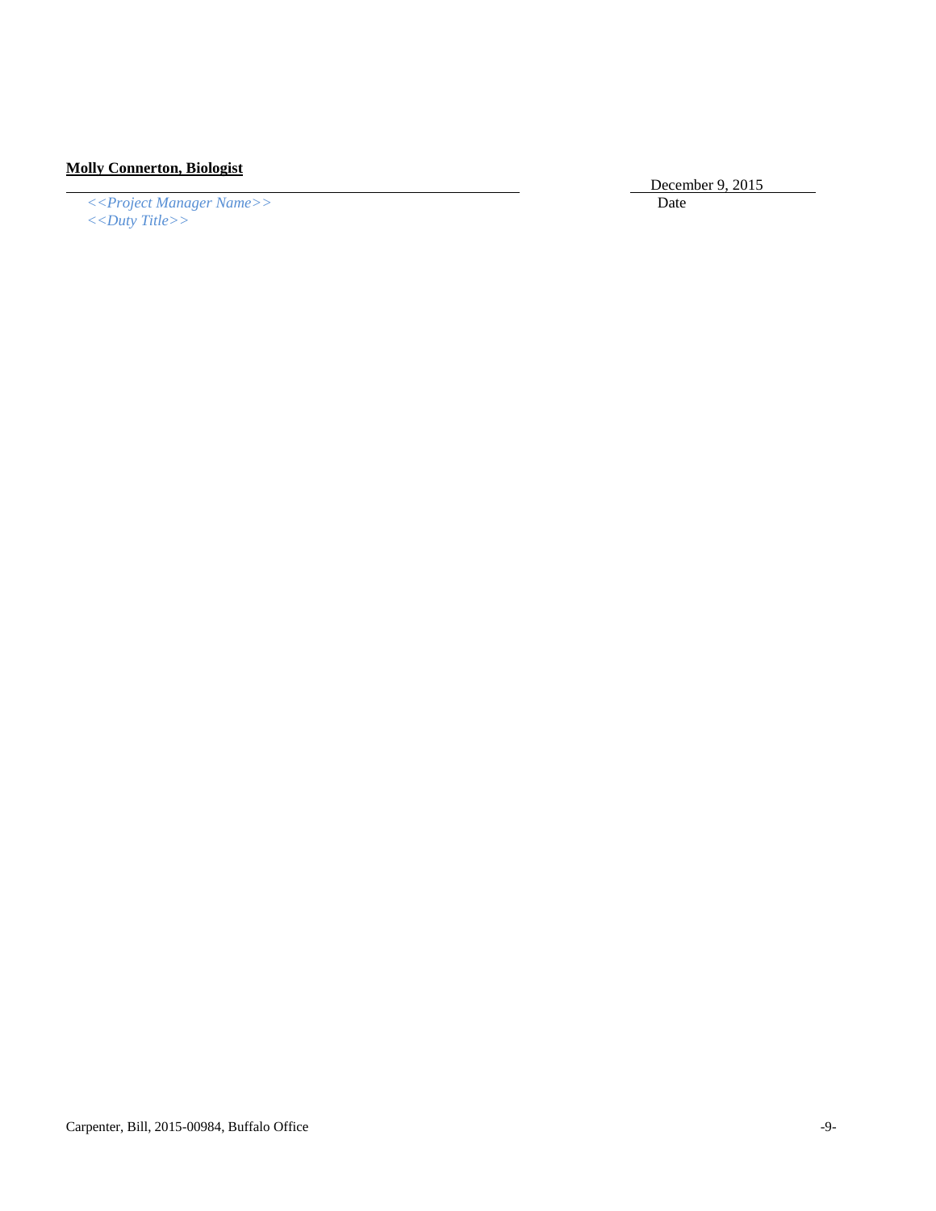**Molly Connerton, Biologist**

*<<Project Manager Name>>*
*<<Duty Title>>*

December 9, 2015
Date